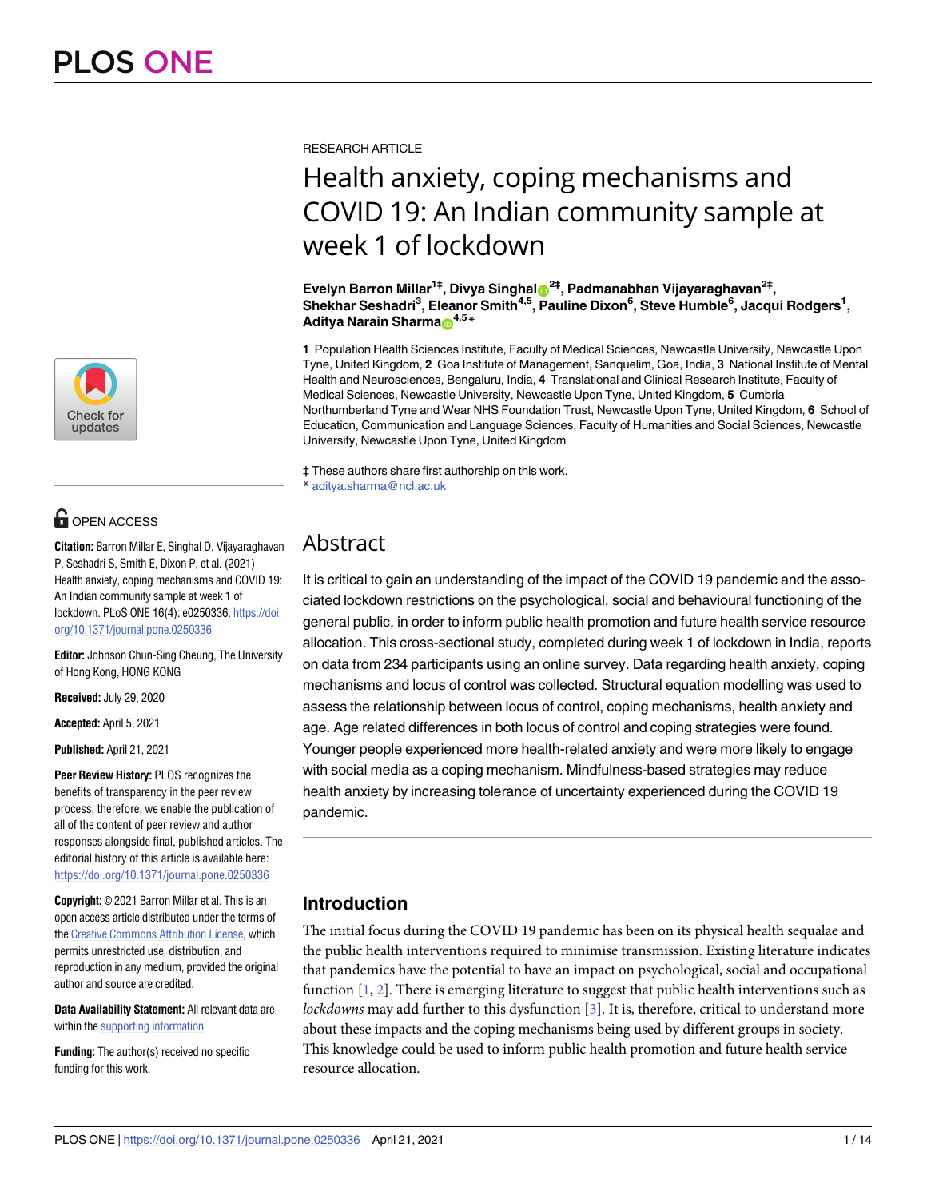RESEARCH ARTICLE

# Health anxiety, coping mechanisms and COVID 19: An Indian community sample at week 1 of lockdown

**Evelyn Barron Millar[1‡], Divya Singhal[2‡], Padmanabhan Vijayaraghavan[2‡], Shekhar Seshadri[3], Eleanor Smith[4,5], Pauline Dixon[6], Steve Humble[6], Jacqui Rodgers[1], Aditya Narain Sharma[4,5]***

**1** Population Health Sciences Institute, Faculty of Medical Sciences, Newcastle University, Newcastle Upon Tyne, United Kingdom, **2** Goa Institute of Management, Sanquelim, Goa, India, **3** National Institute of Mental Health and Neurosciences, Bengaluru, India, **4** Translational and Clinical Research Institute, Faculty of Medical Sciences, Newcastle University, Newcastle Upon Tyne, United Kingdom, **5** Cumbria Northumberland Tyne and Wear NHS Foundation Trust, Newcastle Upon Tyne, United Kingdom, **6** School of Education, Communication and Language Sciences, Faculty of Humanities and Social Sciences, Newcastle University, Newcastle Upon Tyne, United Kingdom

‡ These authors share first authorship on this work.
* aditya.sharma@ncl.ac.uk

OPEN ACCESS

**Citation:** Barron Millar E, Singhal D, Vijayaraghavan P, Seshadri S, Smith E, Dixon P, et al. (2021) Health anxiety, coping mechanisms and COVID 19: An Indian community sample at week 1 of lockdown. PLoS ONE 16(4): e0250336. https://doi.org/10.1371/journal.pone.0250336

**Editor:** Johnson Chun-Sing Cheung, The University of Hong Kong, HONG KONG

**Received:** July 29, 2020

**Accepted:** April 5, 2021

**Published:** April 21, 2021

**Peer Review History:** PLOS recognizes the benefits of transparency in the peer review process; therefore, we enable the publication of all of the content of peer review and author responses alongside final, published articles. The editorial history of this article is available here: https://doi.org/10.1371/journal.pone.0250336

**Copyright:** © 2021 Barron Millar et al. This is an open access article distributed under the terms of the Creative Commons Attribution License, which permits unrestricted use, distribution, and reproduction in any medium, provided the original author and source are credited.

**Data Availability Statement:** All relevant data are within the supporting information

**Funding:** The author(s) received no specific funding for this work.

## Abstract

It is critical to gain an understanding of the impact of the COVID 19 pandemic and the associated lockdown restrictions on the psychological, social and behavioural functioning of the general public, in order to inform public health promotion and future health service resource allocation. This cross-sectional study, completed during week 1 of lockdown in India, reports on data from 234 participants using an online survey. Data regarding health anxiety, coping mechanisms and locus of control was collected. Structural equation modelling was used to assess the relationship between locus of control, coping mechanisms, health anxiety and age. Age related differences in both locus of control and coping strategies were found. Younger people experienced more health-related anxiety and were more likely to engage with social media as a coping mechanism. Mindfulness-based strategies may reduce health anxiety by increasing tolerance of uncertainty experienced during the COVID 19 pandemic.

## Introduction

The initial focus during the COVID 19 pandemic has been on its physical health sequalae and the public health interventions required to minimise transmission. Existing literature indicates that pandemics have the potential to have an impact on psychological, social and occupational function [1, 2]. There is emerging literature to suggest that public health interventions such as *lockdowns* may add further to this dysfunction [3]. It is, therefore, critical to understand more about these impacts and the coping mechanisms being used by different groups in society. This knowledge could be used to inform public health promotion and future health service resource allocation.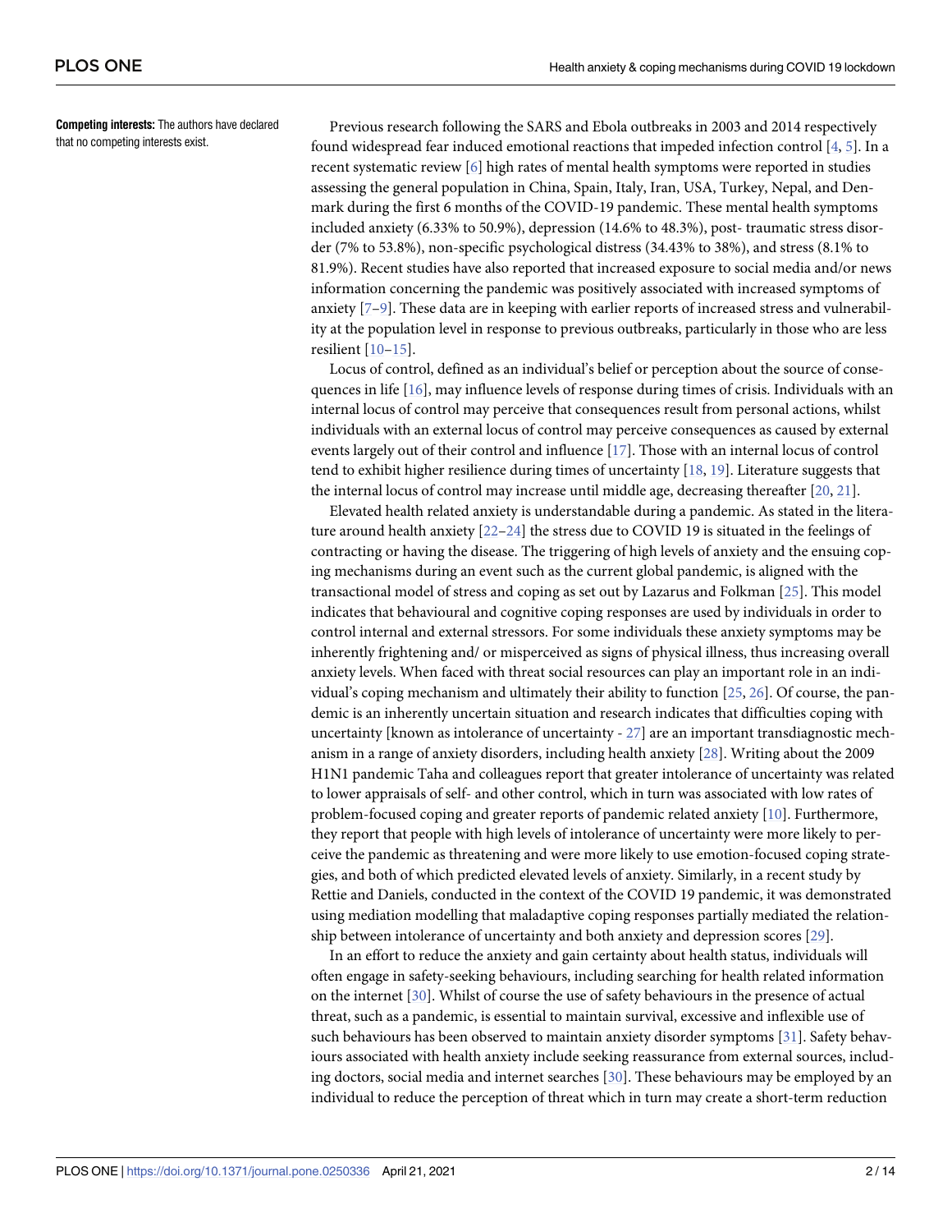**Competing interests:** The authors have declared that no competing interests exist.

Previous research following the SARS and Ebola outbreaks in 2003 and 2014 respectively found widespread fear induced emotional reactions that impeded infection control [4, 5]. In a recent systematic review [6] high rates of mental health symptoms were reported in studies assessing the general population in China, Spain, Italy, Iran, USA, Turkey, Nepal, and Denmark during the first 6 months of the COVID-19 pandemic. These mental health symptoms included anxiety (6.33% to 50.9%), depression (14.6% to 48.3%), post- traumatic stress disorder (7% to 53.8%), non-specific psychological distress (34.43% to 38%), and stress (8.1% to 81.9%). Recent studies have also reported that increased exposure to social media and/or news information concerning the pandemic was positively associated with increased symptoms of anxiety [7–9]. These data are in keeping with earlier reports of increased stress and vulnerability at the population level in response to previous outbreaks, particularly in those who are less resilient [10–15].

Locus of control, defined as an individual's belief or perception about the source of consequences in life [16], may influence levels of response during times of crisis. Individuals with an internal locus of control may perceive that consequences result from personal actions, whilst individuals with an external locus of control may perceive consequences as caused by external events largely out of their control and influence [17]. Those with an internal locus of control tend to exhibit higher resilience during times of uncertainty [18, 19]. Literature suggests that the internal locus of control may increase until middle age, decreasing thereafter [20, 21].

Elevated health related anxiety is understandable during a pandemic. As stated in the literature around health anxiety [22–24] the stress due to COVID 19 is situated in the feelings of contracting or having the disease. The triggering of high levels of anxiety and the ensuing coping mechanisms during an event such as the current global pandemic, is aligned with the transactional model of stress and coping as set out by Lazarus and Folkman [25]. This model indicates that behavioural and cognitive coping responses are used by individuals in order to control internal and external stressors. For some individuals these anxiety symptoms may be inherently frightening and/ or misperceived as signs of physical illness, thus increasing overall anxiety levels. When faced with threat social resources can play an important role in an individual's coping mechanism and ultimately their ability to function [25, 26]. Of course, the pandemic is an inherently uncertain situation and research indicates that difficulties coping with uncertainty [known as intolerance of uncertainty - 27] are an important transdiagnostic mechanism in a range of anxiety disorders, including health anxiety [28]. Writing about the 2009 H1N1 pandemic Taha and colleagues report that greater intolerance of uncertainty was related to lower appraisals of self- and other control, which in turn was associated with low rates of problem-focused coping and greater reports of pandemic related anxiety [10]. Furthermore, they report that people with high levels of intolerance of uncertainty were more likely to perceive the pandemic as threatening and were more likely to use emotion-focused coping strategies, and both of which predicted elevated levels of anxiety. Similarly, in a recent study by Rettie and Daniels, conducted in the context of the COVID 19 pandemic, it was demonstrated using mediation modelling that maladaptive coping responses partially mediated the relationship between intolerance of uncertainty and both anxiety and depression scores [29].

In an effort to reduce the anxiety and gain certainty about health status, individuals will often engage in safety-seeking behaviours, including searching for health related information on the internet [30]. Whilst of course the use of safety behaviours in the presence of actual threat, such as a pandemic, is essential to maintain survival, excessive and inflexible use of such behaviours has been observed to maintain anxiety disorder symptoms [31]. Safety behaviours associated with health anxiety include seeking reassurance from external sources, including doctors, social media and internet searches [30]. These behaviours may be employed by an individual to reduce the perception of threat which in turn may create a short-term reduction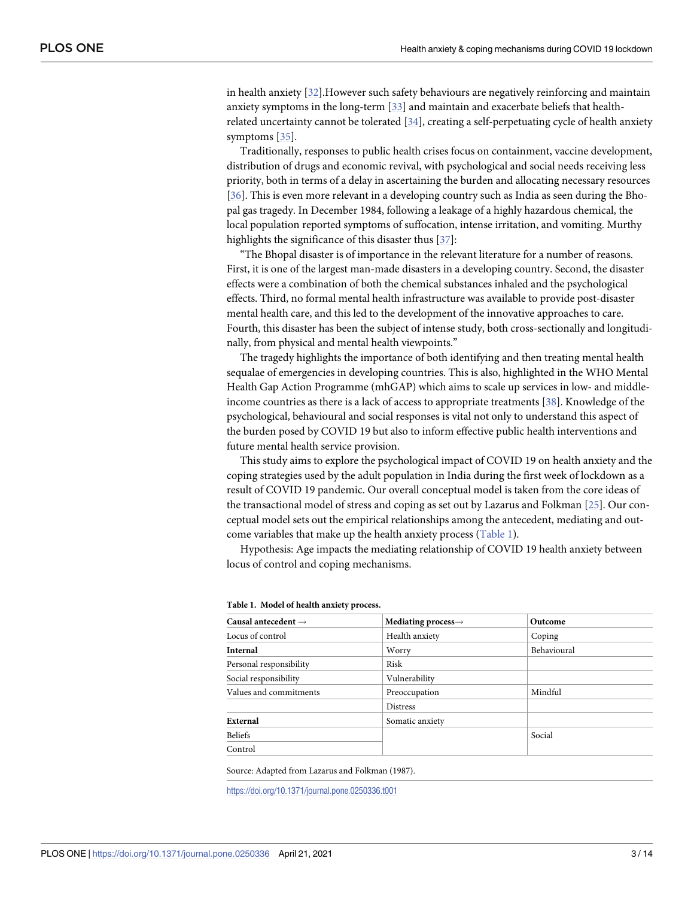in health anxiety [32].However such safety behaviours are negatively reinforcing and maintain anxiety symptoms in the long-term [33] and maintain and exacerbate beliefs that health-related uncertainty cannot be tolerated [34], creating a self-perpetuating cycle of health anxiety symptoms [35].

Traditionally, responses to public health crises focus on containment, vaccine development, distribution of drugs and economic revival, with psychological and social needs receiving less priority, both in terms of a delay in ascertaining the burden and allocating necessary resources [36]. This is even more relevant in a developing country such as India as seen during the Bhopal gas tragedy. In December 1984, following a leakage of a highly hazardous chemical, the local population reported symptoms of suffocation, intense irritation, and vomiting. Murthy highlights the significance of this disaster thus [37]:

"The Bhopal disaster is of importance in the relevant literature for a number of reasons. First, it is one of the largest man-made disasters in a developing country. Second, the disaster effects were a combination of both the chemical substances inhaled and the psychological effects. Third, no formal mental health infrastructure was available to provide post-disaster mental health care, and this led to the development of the innovative approaches to care. Fourth, this disaster has been the subject of intense study, both cross-sectionally and longitudinally, from physical and mental health viewpoints."

The tragedy highlights the importance of both identifying and then treating mental health sequalae of emergencies in developing countries. This is also, highlighted in the WHO Mental Health Gap Action Programme (mhGAP) which aims to scale up services in low- and middle-income countries as there is a lack of access to appropriate treatments [38]. Knowledge of the psychological, behavioural and social responses is vital not only to understand this aspect of the burden posed by COVID 19 but also to inform effective public health interventions and future mental health service provision.

This study aims to explore the psychological impact of COVID 19 on health anxiety and the coping strategies used by the adult population in India during the first week of lockdown as a result of COVID 19 pandemic. Our overall conceptual model is taken from the core ideas of the transactional model of stress and coping as set out by Lazarus and Folkman [25]. Our conceptual model sets out the empirical relationships among the antecedent, mediating and outcome variables that make up the health anxiety process (Table 1).

Hypothesis: Age impacts the mediating relationship of COVID 19 health anxiety between locus of control and coping mechanisms.

**Table 1. Model of health anxiety process.**

| Causal antecedent → | Mediating process→ | Outcome |
|---|---|---|
| Locus of control | Health anxiety | Coping |
| **Internal** | Worry | Behavioural |
| Personal responsibility | Risk | |
| Social responsibility | Vulnerability | |
| Values and commitments | Preoccupation | Mindful |
| | Distress | |
| **External** | Somatic anxiety | |
| Beliefs | | Social |
| Control | | |

Source: Adapted from Lazarus and Folkman (1987).

https://doi.org/10.1371/journal.pone.0250336.t001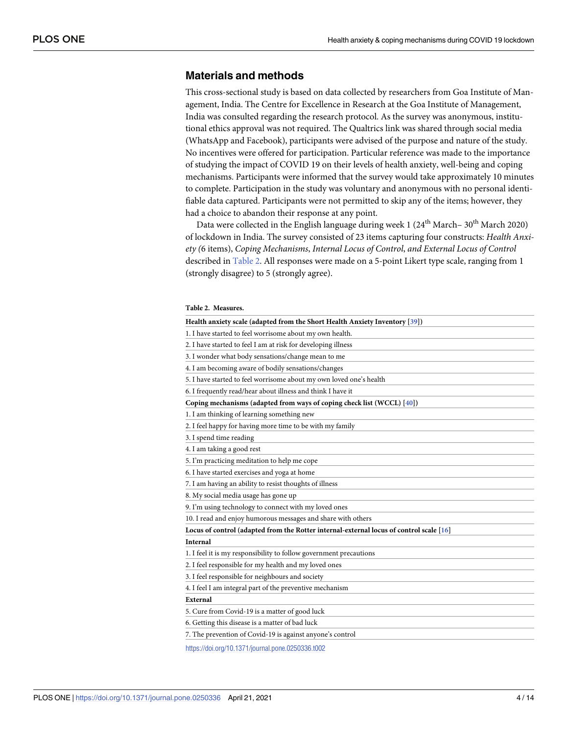## Materials and methods

This cross-sectional study is based on data collected by researchers from Goa Institute of Management, India. The Centre for Excellence in Research at the Goa Institute of Management, India was consulted regarding the research protocol. As the survey was anonymous, institutional ethics approval was not required. The Qualtrics link was shared through social media (WhatsApp and Facebook), participants were advised of the purpose and nature of the study. No incentives were offered for participation. Particular reference was made to the importance of studying the impact of COVID 19 on their levels of health anxiety, well-being and coping mechanisms. Participants were informed that the survey would take approximately 10 minutes to complete. Participation in the study was voluntary and anonymous with no personal identifiable data captured. Participants were not permitted to skip any of the items; however, they had a choice to abandon their response at any point.

Data were collected in the English language during week 1 (24th March– 30th March 2020) of lockdown in India. The survey consisted of 23 items capturing four constructs: *Health Anxiety (*6 items), *Coping Mechanisms*, *Internal Locus of Control*, *and External Locus of Control* described in Table 2. All responses were made on a 5-point Likert type scale, ranging from 1 (strongly disagree) to 5 (strongly agree).

**Table 2. Measures.**

| **Health anxiety scale (adapted from the Short Health Anxiety Inventory [39])** |
|---|
| 1. I have started to feel worrisome about my own health. |
| 2. I have started to feel I am at risk for developing illness |
| 3. I wonder what body sensations/change mean to me |
| 4. I am becoming aware of bodily sensations/changes |
| 5. I have started to feel worrisome about my own loved one's health |
| 6. I frequently read/hear about illness and think I have it |
| **Coping mechanisms (adapted from ways of coping check list (WCCL) [40])** |
| 1. I am thinking of learning something new |
| 2. I feel happy for having more time to be with my family |
| 3. I spend time reading |
| 4. I am taking a good rest |
| 5. I'm practicing meditation to help me cope |
| 6. I have started exercises and yoga at home |
| 7. I am having an ability to resist thoughts of illness |
| 8. My social media usage has gone up |
| 9. I'm using technology to connect with my loved ones |
| 10. I read and enjoy humorous messages and share with others |
| **Locus of control (adapted from the Rotter internal-external locus of control scale [16]** |
| **Internal** |
| 1. I feel it is my responsibility to follow government precautions |
| 2. I feel responsible for my health and my loved ones |
| 3. I feel responsible for neighbours and society |
| 4. I feel I am integral part of the preventive mechanism |
| **External** |
| 5. Cure from Covid-19 is a matter of good luck |
| 6. Getting this disease is a matter of bad luck |
| 7. The prevention of Covid-19 is against anyone's control |

https://doi.org/10.1371/journal.pone.0250336.t002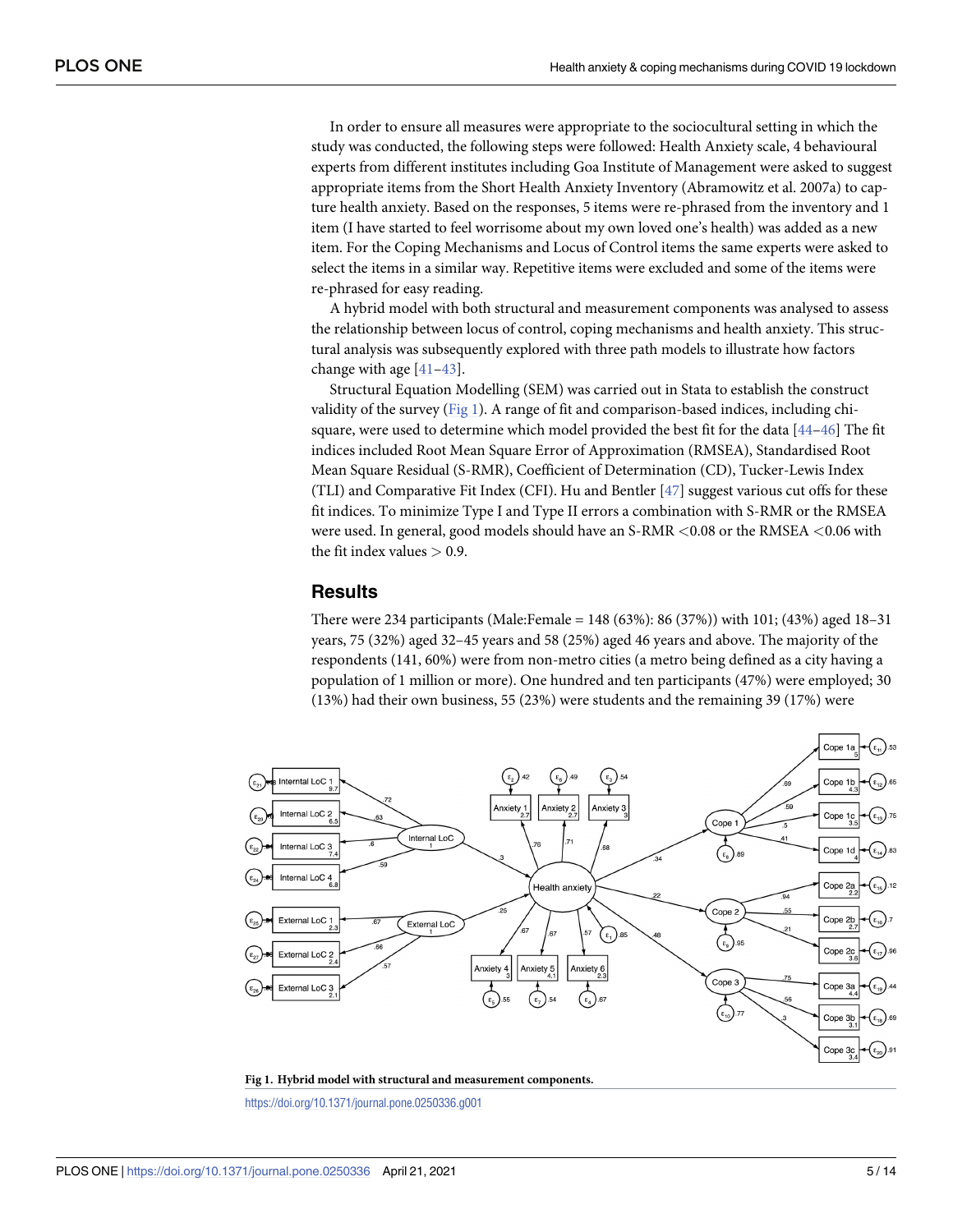In order to ensure all measures were appropriate to the sociocultural setting in which the study was conducted, the following steps were followed: Health Anxiety scale, 4 behavioural experts from different institutes including Goa Institute of Management were asked to suggest appropriate items from the Short Health Anxiety Inventory (Abramowitz et al. 2007a) to capture health anxiety. Based on the responses, 5 items were re-phrased from the inventory and 1 item (I have started to feel worrisome about my own loved one's health) was added as a new item. For the Coping Mechanisms and Locus of Control items the same experts were asked to select the items in a similar way. Repetitive items were excluded and some of the items were re-phrased for easy reading.

A hybrid model with both structural and measurement components was analysed to assess the relationship between locus of control, coping mechanisms and health anxiety. This structural analysis was subsequently explored with three path models to illustrate how factors change with age [41–43].

Structural Equation Modelling (SEM) was carried out in Stata to establish the construct validity of the survey (Fig 1). A range of fit and comparison-based indices, including chi-square, were used to determine which model provided the best fit for the data [44–46] The fit indices included Root Mean Square Error of Approximation (RMSEA), Standardised Root Mean Square Residual (S-RMR), Coefficient of Determination (CD), Tucker-Lewis Index (TLI) and Comparative Fit Index (CFI). Hu and Bentler [47] suggest various cut offs for these fit indices. To minimize Type I and Type II errors a combination with S-RMR or the RMSEA were used. In general, good models should have an S-RMR <0.08 or the RMSEA <0.06 with the fit index values > 0.9.

## Results

There were 234 participants (Male:Female = 148 (63%): 86 (37%)) with 101; (43%) aged 18–31 years, 75 (32%) aged 32–45 years and 58 (25%) aged 46 years and above. The majority of the respondents (141, 60%) were from non-metro cities (a metro being defined as a city having a population of 1 million or more). One hundred and ten participants (47%) were employed; 30 (13%) had their own business, 55 (23%) were students and the remaining 39 (17%) were

**Fig 1. Hybrid model with structural and measurement components.**

https://doi.org/10.1371/journal.pone.0250336.g001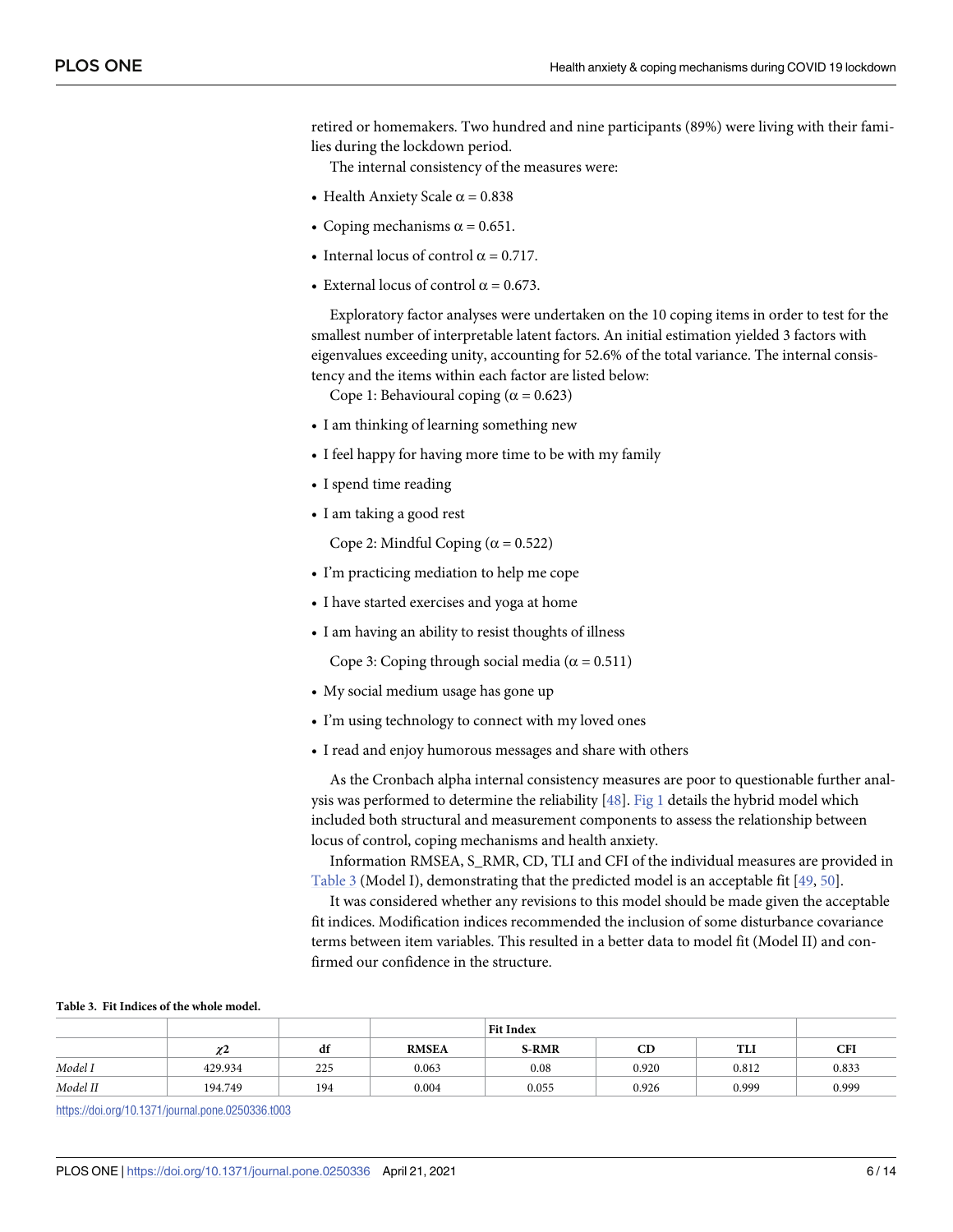retired or homemakers. Two hundred and nine participants (89%) were living with their families during the lockdown period.

The internal consistency of the measures were:

- Health Anxiety Scale α = 0.838
- Coping mechanisms α = 0.651.
- Internal locus of control α = 0.717.
- External locus of control α = 0.673.

Exploratory factor analyses were undertaken on the 10 coping items in order to test for the smallest number of interpretable latent factors. An initial estimation yielded 3 factors with eigenvalues exceeding unity, accounting for 52.6% of the total variance. The internal consistency and the items within each factor are listed below:

Cope 1: Behavioural coping (α = 0.623)

- I am thinking of learning something new
- I feel happy for having more time to be with my family
- I spend time reading
- I am taking a good rest

Cope 2: Mindful Coping (α = 0.522)

- I'm practicing mediation to help me cope
- I have started exercises and yoga at home
- I am having an ability to resist thoughts of illness

Cope 3: Coping through social media (α = 0.511)

- My social medium usage has gone up
- I'm using technology to connect with my loved ones
- I read and enjoy humorous messages and share with others

As the Cronbach alpha internal consistency measures are poor to questionable further analysis was performed to determine the reliability [48]. Fig 1 details the hybrid model which included both structural and measurement components to assess the relationship between locus of control, coping mechanisms and health anxiety.

Information RMSEA, S_RMR, CD, TLI and CFI of the individual measures are provided in Table 3 (Model I), demonstrating that the predicted model is an acceptable fit [49, 50].

It was considered whether any revisions to this model should be made given the acceptable fit indices. Modification indices recommended the inclusion of some disturbance covariance terms between item variables. This resulted in a better data to model fit (Model II) and confirmed our confidence in the structure.

**Table 3. Fit Indices of the whole model.**

| | | | Fit Index | | | | |
|---|---|---|---|---|---|---|---|
| | $\chi 2$ | df | RMSEA | S-RMR | CD | TLI | CFI |
| *Model I* | 429.934 | 225 | 0.063 | 0.08 | 0.920 | 0.812 | 0.833 |
| *Model II* | 194.749 | 194 | 0.004 | 0.055 | 0.926 | 0.999 | 0.999 |

https://doi.org/10.1371/journal.pone.0250336.t003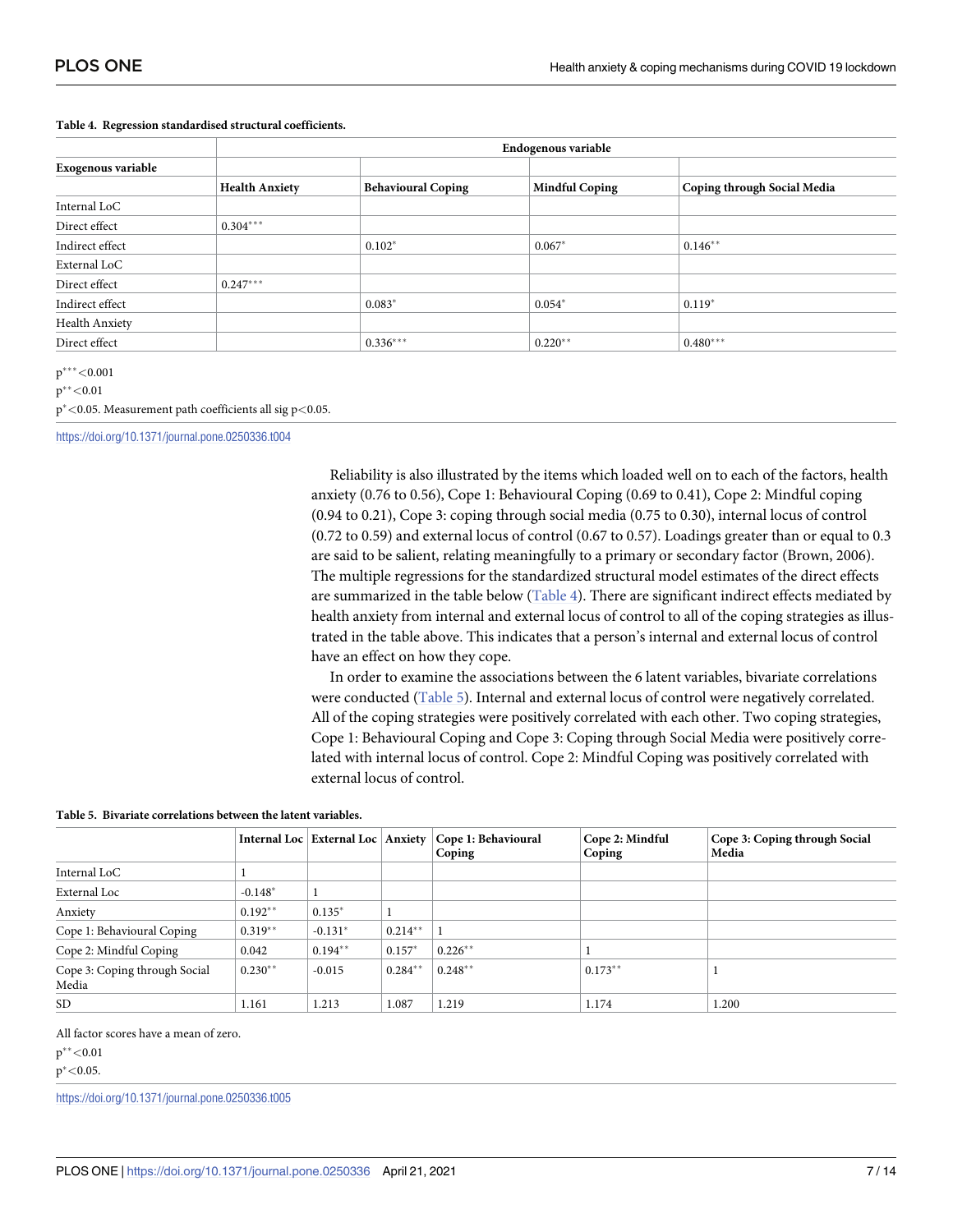**Table 4. Regression standardised structural coefficients.**

| Exogenous variable | Endogenous variable | | | |
|---|---|---|---|---|
| | Health Anxiety | Behavioural Coping | Mindful Coping | Coping through Social Media |
| Internal LoC | | | | |
| Direct effect | 0.304*** | | | |
| Indirect effect | | 0.102* | 0.067* | 0.146** |
| External LoC | | | | |
| Direct effect | 0.247*** | | | |
| Indirect effect | | 0.083* | 0.054* | 0.119* |
| Health Anxiety | | | | |
| Direct effect | | 0.336*** | 0.220** | 0.480*** |

p*** <0.001

p** <0.01

p* <0.05. Measurement path coefficients all sig p<0.05.

https://doi.org/10.1371/journal.pone.0250336.t004

Reliability is also illustrated by the items which loaded well on to each of the factors, health anxiety (0.76 to 0.56), Cope 1: Behavioural Coping (0.69 to 0.41), Cope 2: Mindful coping (0.94 to 0.21), Cope 3: coping through social media (0.75 to 0.30), internal locus of control (0.72 to 0.59) and external locus of control (0.67 to 0.57). Loadings greater than or equal to 0.3 are said to be salient, relating meaningfully to a primary or secondary factor (Brown, 2006). The multiple regressions for the standardized structural model estimates of the direct effects are summarized in the table below (Table 4). There are significant indirect effects mediated by health anxiety from internal and external locus of control to all of the coping strategies as illustrated in the table above. This indicates that a person's internal and external locus of control have an effect on how they cope.

In order to examine the associations between the 6 latent variables, bivariate correlations were conducted (Table 5). Internal and external locus of control were negatively correlated. All of the coping strategies were positively correlated with each other. Two coping strategies, Cope 1: Behavioural Coping and Cope 3: Coping through Social Media were positively correlated with internal locus of control. Cope 2: Mindful Coping was positively correlated with external locus of control.

**Table 5. Bivariate correlations between the latent variables.**

| | Internal Loc | External Loc | Anxiety | Cope 1: Behavioural Coping | Cope 2: Mindful Coping | Cope 3: Coping through Social Media |
|---|---|---|---|---|---|---|
| Internal LoC | 1 | | | | | |
| External Loc | -0.148* | 1 | | | | |
| Anxiety | 0.192** | 0.135* | 1 | | | |
| Cope 1: Behavioural Coping | 0.319** | -0.131* | 0.214** | 1 | | |
| Cope 2: Mindful Coping | 0.042 | 0.194** | 0.157* | 0.226** | 1 | |
| Cope 3: Coping through Social Media | 0.230** | -0.015 | 0.284** | 0.248** | 0.173** | 1 |
| SD | 1.161 | 1.213 | 1.087 | 1.219 | 1.174 | 1.200 |

All factor scores have a mean of zero.

p** <0.01

p* <0.05.

https://doi.org/10.1371/journal.pone.0250336.t005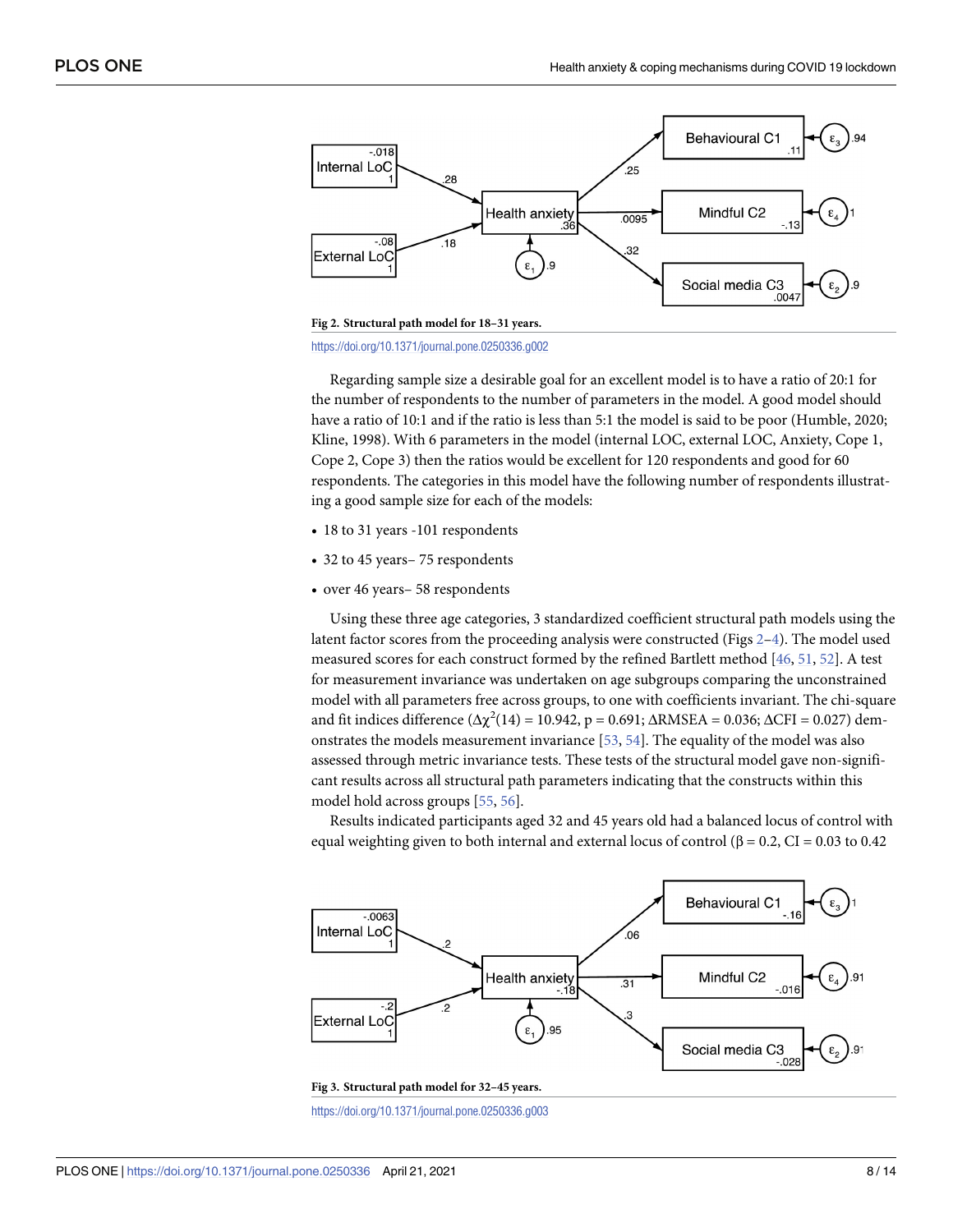**Fig 2. Structural path model for 18–31 years.**

https://doi.org/10.1371/journal.pone.0250336.g002

Regarding sample size a desirable goal for an excellent model is to have a ratio of 20:1 for the number of respondents to the number of parameters in the model. A good model should have a ratio of 10:1 and if the ratio is less than 5:1 the model is said to be poor (Humble, 2020; Kline, 1998). With 6 parameters in the model (internal LOC, external LOC, Anxiety, Cope 1, Cope 2, Cope 3) then the ratios would be excellent for 120 respondents and good for 60 respondents. The categories in this model have the following number of respondents illustrating a good sample size for each of the models:

- 18 to 31 years -101 respondents
- 32 to 45 years– 75 respondents
- over 46 years– 58 respondents

Using these three age categories, 3 standardized coefficient structural path models using the latent factor scores from the proceeding analysis were constructed (Figs 2–4). The model used measured scores for each construct formed by the refined Bartlett method [46, 51, 52]. A test for measurement invariance was undertaken on age subgroups comparing the unconstrained model with all parameters free across groups, to one with coefficients invariant. The chi-square and fit indices difference ($\Delta\chi^2(14) = 10.942$, $p = 0.691$; $\Delta$RMSEA = 0.036; $\Delta$CFI = 0.027) demonstrates the models measurement invariance [53, 54]. The equality of the model was also assessed through metric invariance tests. These tests of the structural model gave non-significant results across all structural path parameters indicating that the constructs within this model hold across groups [55, 56].

Results indicated participants aged 32 and 45 years old had a balanced locus of control with equal weighting given to both internal and external locus of control ($\beta = 0.2$, CI = 0.03 to 0.42

**Fig 3. Structural path model for 32–45 years.**

https://doi.org/10.1371/journal.pone.0250336.g003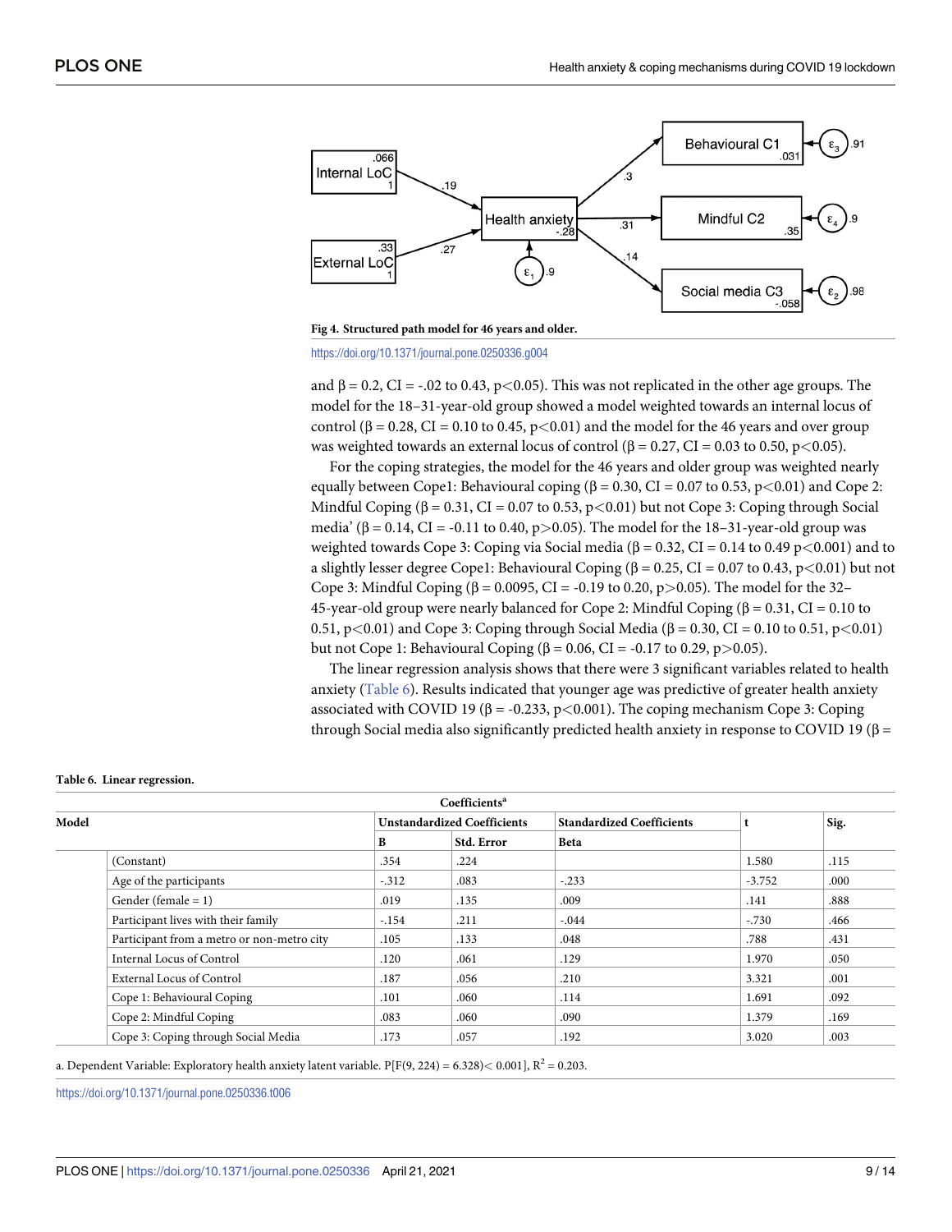**Fig 4. Structured path model for 46 years and older.**

https://doi.org/10.1371/journal.pone.0250336.g004

and β = 0.2, CI = -.02 to 0.43, $p<0.05$). This was not replicated in the other age groups. The model for the 18–31-year-old group showed a model weighted towards an internal locus of control (β = 0.28, CI = 0.10 to 0.45, $p<0.01$) and the model for the 46 years and over group was weighted towards an external locus of control (β = 0.27, CI = 0.03 to 0.50, $p<0.05$).

For the coping strategies, the model for the 46 years and older group was weighted nearly equally between Cope1: Behavioural coping (β = 0.30, CI = 0.07 to 0.53, $p<0.01$) and Cope 2: Mindful Coping (β = 0.31, CI = 0.07 to 0.53, $p<0.01$) but not Cope 3: Coping through Social media' (β = 0.14, CI = -0.11 to 0.40, $p>0.05$). The model for the 18–31-year-old group was weighted towards Cope 3: Coping via Social media (β = 0.32, CI = 0.14 to 0.49 $p<0.001$) and to a slightly lesser degree Cope1: Behavioural Coping (β = 0.25, CI = 0.07 to 0.43, $p<0.01$) but not Cope 3: Mindful Coping (β = 0.0095, CI = -0.19 to 0.20, $p>0.05$). The model for the 32–45-year-old group were nearly balanced for Cope 2: Mindful Coping (β = 0.31, CI = 0.10 to 0.51, $p<0.01$) and Cope 3: Coping through Social Media (β = 0.30, CI = 0.10 to 0.51, $p<0.01$) but not Cope 1: Behavioural Coping (β = 0.06, CI = -0.17 to 0.29, $p>0.05$).

The linear regression analysis shows that there were 3 significant variables related to health anxiety (Table 6). Results indicated that younger age was predictive of greater health anxiety associated with COVID 19 (β = -0.233, $p<0.001$). The coping mechanism Cope 3: Coping through Social media also significantly predicted health anxiety in response to COVID 19 (β =

**Table 6. Linear regression.**

| Model | Unstandardized Coefficients | | Standardized Coefficients | t | Sig. |
|---|---|---|---|---|---|
| | B | Std. Error | Beta | | |
| (Constant) | .354 | .224 | | 1.580 | .115 |
| Age of the participants | -.312 | .083 | -.233 | -3.752 | .000 |
| Gender (female = 1) | .019 | .135 | .009 | .141 | .888 |
| Participant lives with their family | -.154 | .211 | -.044 | -.730 | .466 |
| Participant from a metro or non-metro city | .105 | .133 | .048 | .788 | .431 |
| Internal Locus of Control | .120 | .061 | .129 | 1.970 | .050 |
| External Locus of Control | .187 | .056 | .210 | 3.321 | .001 |
| Cope 1: Behavioural Coping | .101 | .060 | .114 | 1.691 | .092 |
| Cope 2: Mindful Coping | .083 | .060 | .090 | 1.379 | .169 |
| Cope 3: Coping through Social Media | .173 | .057 | .192 | 3.020 | .003 |

a. Dependent Variable: Exploratory health anxiety latent variable. P[F(9, 224) = 6.328)< 0.001], $R^2$ = 0.203.

https://doi.org/10.1371/journal.pone.0250336.t006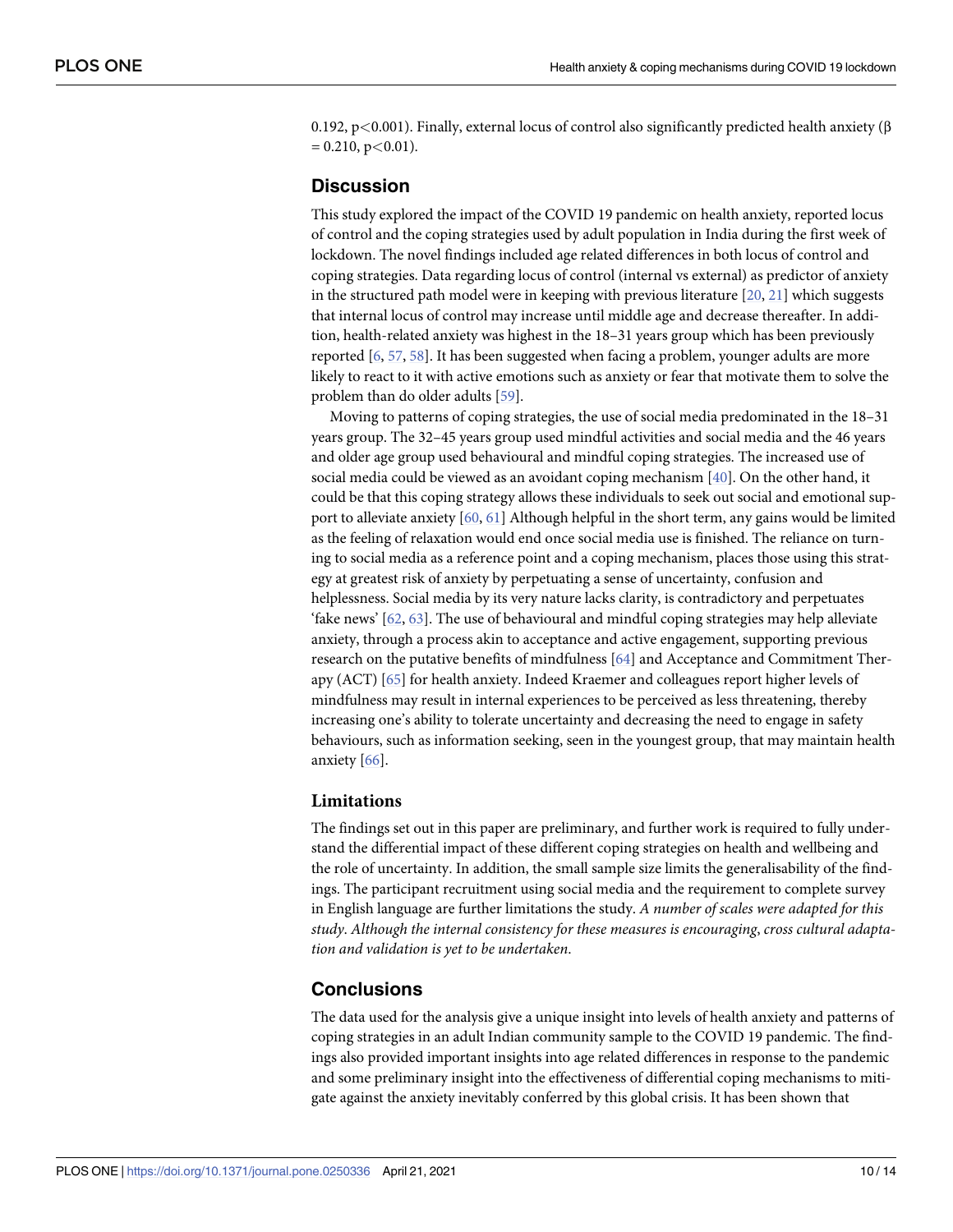0.192, $p<0.001$). Finally, external locus of control also significantly predicted health anxiety ($\beta = 0.210$, $p<0.01$).

## Discussion

This study explored the impact of the COVID 19 pandemic on health anxiety, reported locus of control and the coping strategies used by adult population in India during the first week of lockdown. The novel findings included age related differences in both locus of control and coping strategies. Data regarding locus of control (internal vs external) as predictor of anxiety in the structured path model were in keeping with previous literature [20, 21] which suggests that internal locus of control may increase until middle age and decrease thereafter. In addition, health-related anxiety was highest in the 18–31 years group which has been previously reported [6, 57, 58]. It has been suggested when facing a problem, younger adults are more likely to react to it with active emotions such as anxiety or fear that motivate them to solve the problem than do older adults [59].

Moving to patterns of coping strategies, the use of social media predominated in the 18–31 years group. The 32–45 years group used mindful activities and social media and the 46 years and older age group used behavioural and mindful coping strategies. The increased use of social media could be viewed as an avoidant coping mechanism [40]. On the other hand, it could be that this coping strategy allows these individuals to seek out social and emotional support to alleviate anxiety [60, 61] Although helpful in the short term, any gains would be limited as the feeling of relaxation would end once social media use is finished. The reliance on turning to social media as a reference point and a coping mechanism, places those using this strategy at greatest risk of anxiety by perpetuating a sense of uncertainty, confusion and helplessness. Social media by its very nature lacks clarity, is contradictory and perpetuates 'fake news' [62, 63]. The use of behavioural and mindful coping strategies may help alleviate anxiety, through a process akin to acceptance and active engagement, supporting previous research on the putative benefits of mindfulness [64] and Acceptance and Commitment Therapy (ACT) [65] for health anxiety. Indeed Kraemer and colleagues report higher levels of mindfulness may result in internal experiences to be perceived as less threatening, thereby increasing one's ability to tolerate uncertainty and decreasing the need to engage in safety behaviours, such as information seeking, seen in the youngest group, that may maintain health anxiety [66].

### Limitations

The findings set out in this paper are preliminary, and further work is required to fully understand the differential impact of these different coping strategies on health and wellbeing and the role of uncertainty. In addition, the small sample size limits the generalisability of the findings. The participant recruitment using social media and the requirement to complete survey in English language are further limitations the study. *A number of scales were adapted for this study. Although the internal consistency for these measures is encouraging, cross cultural adaptation and validation is yet to be undertaken.*

## Conclusions

The data used for the analysis give a unique insight into levels of health anxiety and patterns of coping strategies in an adult Indian community sample to the COVID 19 pandemic. The findings also provided important insights into age related differences in response to the pandemic and some preliminary insight into the effectiveness of differential coping mechanisms to mitigate against the anxiety inevitably conferred by this global crisis. It has been shown that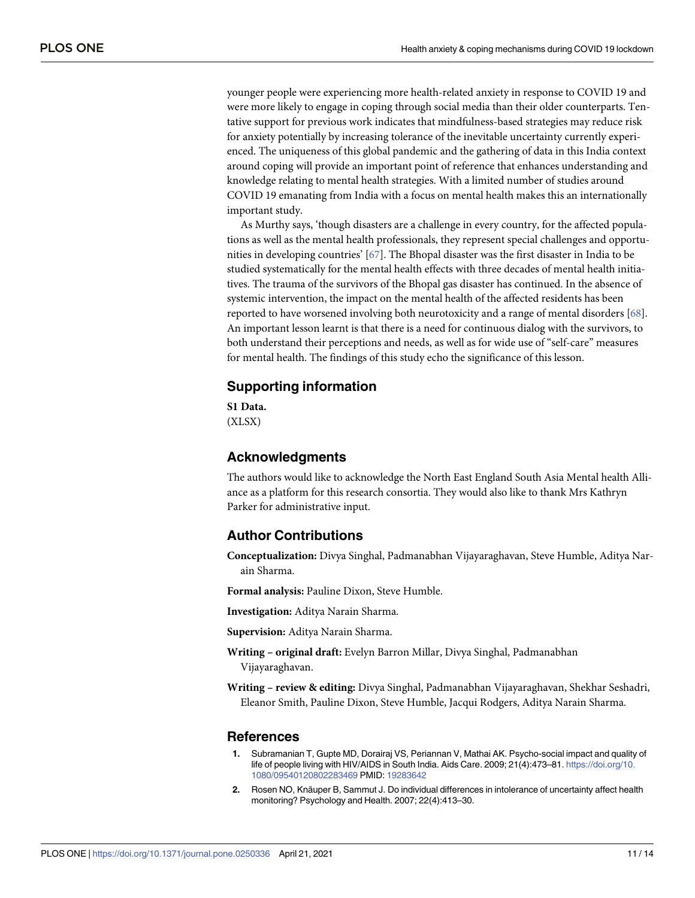younger people were experiencing more health-related anxiety in response to COVID 19 and were more likely to engage in coping through social media than their older counterparts. Tentative support for previous work indicates that mindfulness-based strategies may reduce risk for anxiety potentially by increasing tolerance of the inevitable uncertainty currently experienced. The uniqueness of this global pandemic and the gathering of data in this India context around coping will provide an important point of reference that enhances understanding and knowledge relating to mental health strategies. With a limited number of studies around COVID 19 emanating from India with a focus on mental health makes this an internationally important study.

As Murthy says, 'though disasters are a challenge in every country, for the affected populations as well as the mental health professionals, they represent special challenges and opportunities in developing countries' [67]. The Bhopal disaster was the first disaster in India to be studied systematically for the mental health effects with three decades of mental health initiatives. The trauma of the survivors of the Bhopal gas disaster has continued. In the absence of systemic intervention, the impact on the mental health of the affected residents has been reported to have worsened involving both neurotoxicity and a range of mental disorders [68]. An important lesson learnt is that there is a need for continuous dialog with the survivors, to both understand their perceptions and needs, as well as for wide use of "self-care" measures for mental health. The findings of this study echo the significance of this lesson.

## Supporting information

**S1 Data.**
(XLSX)

## Acknowledgments

The authors would like to acknowledge the North East England South Asia Mental health Alliance as a platform for this research consortia. They would also like to thank Mrs Kathryn Parker for administrative input.

## Author Contributions

**Conceptualization:** Divya Singhal, Padmanabhan Vijayaraghavan, Steve Humble, Aditya Narain Sharma.

**Formal analysis:** Pauline Dixon, Steve Humble.

**Investigation:** Aditya Narain Sharma.

**Supervision:** Aditya Narain Sharma.

**Writing – original draft:** Evelyn Barron Millar, Divya Singhal, Padmanabhan Vijayaraghavan.

**Writing – review & editing:** Divya Singhal, Padmanabhan Vijayaraghavan, Shekhar Seshadri, Eleanor Smith, Pauline Dixon, Steve Humble, Jacqui Rodgers, Aditya Narain Sharma.

## References

1. Subramanian T, Gupte MD, Dorairaj VS, Periannan V, Mathai AK. Psycho-social impact and quality of life of people living with HIV/AIDS in South India. Aids Care. 2009; 21(4):473–81. https://doi.org/10.1080/09540120802283469 PMID: 19283642
2. Rosen NO, Knäuper B, Sammut J. Do individual differences in intolerance of uncertainty affect health monitoring? Psychology and Health. 2007; 22(4):413–30.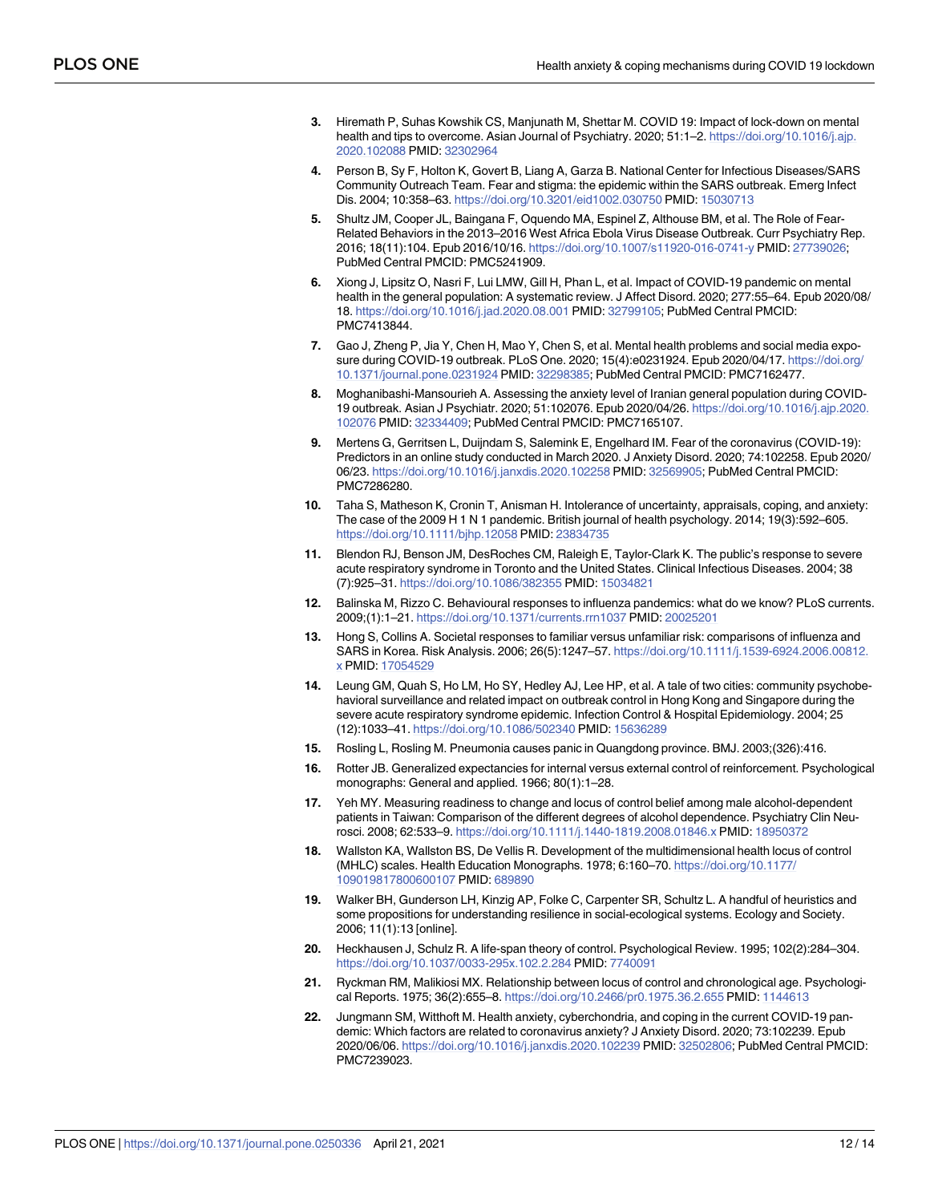3. Hiremath P, Suhas Kowshik CS, Manjunath M, Shettar M. COVID 19: Impact of lock-down on mental health and tips to overcome. Asian Journal of Psychiatry. 2020; 51:1–2. https://doi.org/10.1016/j.ajp.2020.102088 PMID: 32302964
4. Person B, Sy F, Holton K, Govert B, Liang A, Garza B. National Center for Infectious Diseases/SARS Community Outreach Team. Fear and stigma: the epidemic within the SARS outbreak. Emerg Infect Dis. 2004; 10:358–63. https://doi.org/10.3201/eid1002.030750 PMID: 15030713
5. Shultz JM, Cooper JL, Baingana F, Oquendo MA, Espinel Z, Althouse BM, et al. The Role of Fear-Related Behaviors in the 2013–2016 West Africa Ebola Virus Disease Outbreak. Curr Psychiatry Rep. 2016; 18(11):104. Epub 2016/10/16. https://doi.org/10.1007/s11920-016-0741-y PMID: 27739026; PubMed Central PMCID: PMC5241909.
6. Xiong J, Lipsitz O, Nasri F, Lui LMW, Gill H, Phan L, et al. Impact of COVID-19 pandemic on mental health in the general population: A systematic review. J Affect Disord. 2020; 277:55–64. Epub 2020/08/18. https://doi.org/10.1016/j.jad.2020.08.001 PMID: 32799105; PubMed Central PMCID: PMC7413844.
7. Gao J, Zheng P, Jia Y, Chen H, Mao Y, Chen S, et al. Mental health problems and social media exposure during COVID-19 outbreak. PLoS One. 2020; 15(4):e0231924. Epub 2020/04/17. https://doi.org/10.1371/journal.pone.0231924 PMID: 32298385; PubMed Central PMCID: PMC7162477.
8. Moghanibashi-Mansourieh A. Assessing the anxiety level of Iranian general population during COVID-19 outbreak. Asian J Psychiatr. 2020; 51:102076. Epub 2020/04/26. https://doi.org/10.1016/j.ajp.2020.102076 PMID: 32334409; PubMed Central PMCID: PMC7165107.
9. Mertens G, Gerritsen L, Duijndam S, Salemink E, Engelhard IM. Fear of the coronavirus (COVID-19): Predictors in an online study conducted in March 2020. J Anxiety Disord. 2020; 74:102258. Epub 2020/06/23. https://doi.org/10.1016/j.janxdis.2020.102258 PMID: 32569905; PubMed Central PMCID: PMC7286280.
10. Taha S, Matheson K, Cronin T, Anisman H. Intolerance of uncertainty, appraisals, coping, and anxiety: The case of the 2009 H 1 N 1 pandemic. British journal of health psychology. 2014; 19(3):592–605. https://doi.org/10.1111/bjhp.12058 PMID: 23834735
11. Blendon RJ, Benson JM, DesRoches CM, Raleigh E, Taylor-Clark K. The public's response to severe acute respiratory syndrome in Toronto and the United States. Clinical Infectious Diseases. 2004; 38 (7):925–31. https://doi.org/10.1086/382355 PMID: 15034821
12. Balinska M, Rizzo C. Behavioural responses to influenza pandemics: what do we know? PLoS currents. 2009;(1):1–21. https://doi.org/10.1371/currents.rrn1037 PMID: 20025201
13. Hong S, Collins A. Societal responses to familiar versus unfamiliar risk: comparisons of influenza and SARS in Korea. Risk Analysis. 2006; 26(5):1247–57. https://doi.org/10.1111/j.1539-6924.2006.00812.x PMID: 17054529
14. Leung GM, Quah S, Ho LM, Ho SY, Hedley AJ, Lee HP, et al. A tale of two cities: community psychobehavioral surveillance and related impact on outbreak control in Hong Kong and Singapore during the severe acute respiratory syndrome epidemic. Infection Control & Hospital Epidemiology. 2004; 25 (12):1033–41. https://doi.org/10.1086/502340 PMID: 15636289
15. Rosling L, Rosling M. Pneumonia causes panic in Quangdong province. BMJ. 2003;(326):416.
16. Rotter JB. Generalized expectancies for internal versus external control of reinforcement. Psychological monographs: General and applied. 1966; 80(1):1–28.
17. Yeh MY. Measuring readiness to change and locus of control belief among male alcohol-dependent patients in Taiwan: Comparison of the different degrees of alcohol dependence. Psychiatry Clin Neurosci. 2008; 62:533–9. https://doi.org/10.1111/j.1440-1819.2008.01846.x PMID: 18950372
18. Wallston KA, Wallston BS, De Vellis R. Development of the multidimensional health locus of control (MHLC) scales. Health Education Monographs. 1978; 6:160–70. https://doi.org/10.1177/109019817800600107 PMID: 689890
19. Walker BH, Gunderson LH, Kinzig AP, Folke C, Carpenter SR, Schultz L. A handful of heuristics and some propositions for understanding resilience in social-ecological systems. Ecology and Society. 2006; 11(1):13 [online].
20. Heckhausen J, Schulz R. A life-span theory of control. Psychological Review. 1995; 102(2):284–304. https://doi.org/10.1037/0033-295x.102.2.284 PMID: 7740091
21. Ryckman RM, Malikiosi MX. Relationship between locus of control and chronological age. Psychological Reports. 1975; 36(2):655–8. https://doi.org/10.2466/pr0.1975.36.2.655 PMID: 1144613
22. Jungmann SM, Witthoft M. Health anxiety, cyberchondria, and coping in the current COVID-19 pandemic: Which factors are related to coronavirus anxiety? J Anxiety Disord. 2020; 73:102239. Epub 2020/06/06. https://doi.org/10.1016/j.janxdis.2020.102239 PMID: 32502806; PubMed Central PMCID: PMC7239023.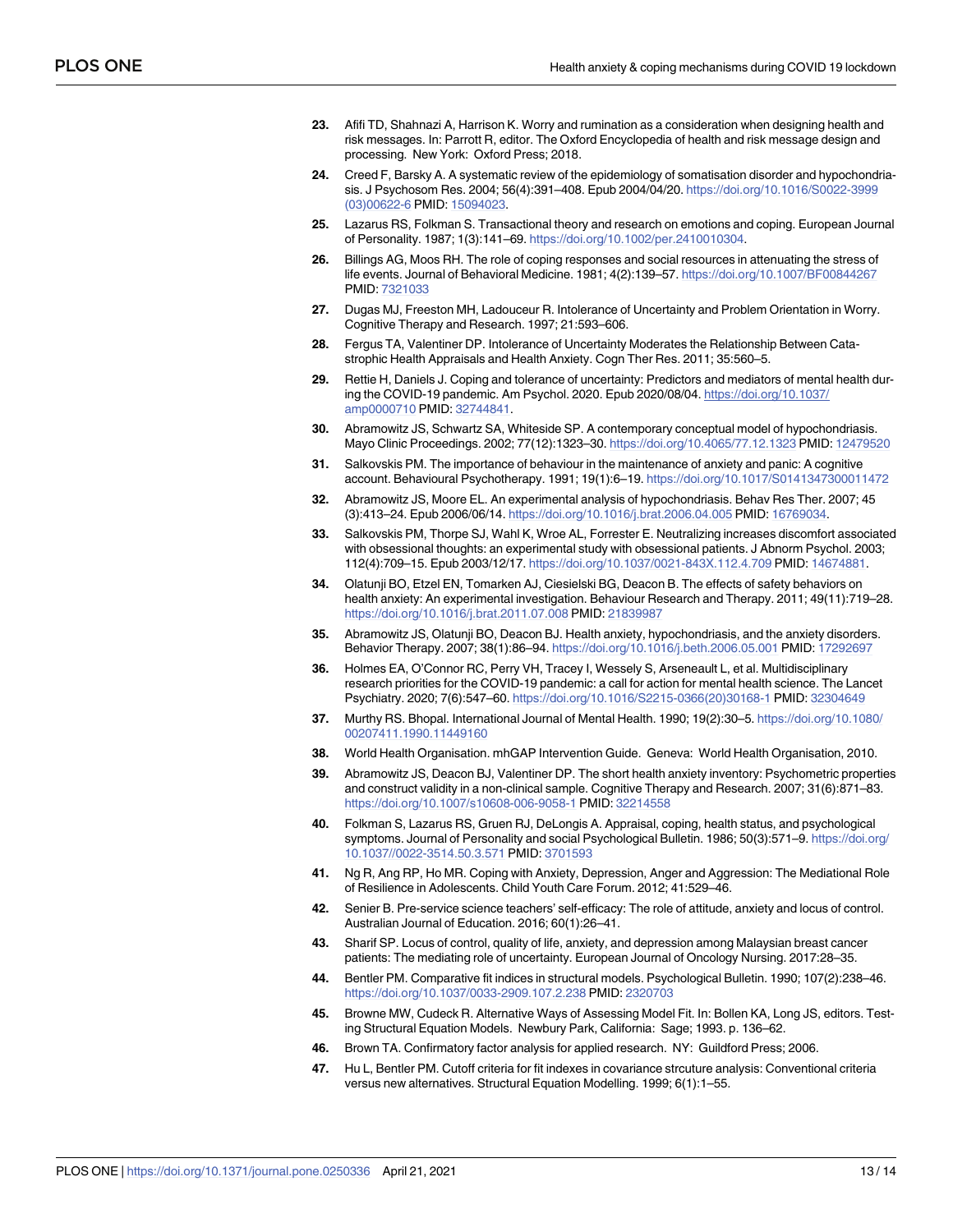23. Afifi TD, Shahnazi A, Harrison K. Worry and rumination as a consideration when designing health and risk messages. In: Parrott R, editor. The Oxford Encyclopedia of health and risk message design and processing. New York: Oxford Press; 2018.
24. Creed F, Barsky A. A systematic review of the epidemiology of somatisation disorder and hypochondriasis. J Psychosom Res. 2004; 56(4):391–408. Epub 2004/04/20. https://doi.org/10.1016/S0022-3999(03)00622-6 PMID: 15094023.
25. Lazarus RS, Folkman S. Transactional theory and research on emotions and coping. European Journal of Personality. 1987; 1(3):141–69. https://doi.org/10.1002/per.2410010304.
26. Billings AG, Moos RH. The role of coping responses and social resources in attenuating the stress of life events. Journal of Behavioral Medicine. 1981; 4(2):139–57. https://doi.org/10.1007/BF00844267 PMID: 7321033
27. Dugas MJ, Freeston MH, Ladouceur R. Intolerance of Uncertainty and Problem Orientation in Worry. Cognitive Therapy and Research. 1997; 21:593–606.
28. Fergus TA, Valentiner DP. Intolerance of Uncertainty Moderates the Relationship Between Catastrophic Health Appraisals and Health Anxiety. Cogn Ther Res. 2011; 35:560–5.
29. Rettie H, Daniels J. Coping and tolerance of uncertainty: Predictors and mediators of mental health during the COVID-19 pandemic. Am Psychol. 2020. Epub 2020/08/04. https://doi.org/10.1037/amp0000710 PMID: 32744841.
30. Abramowitz JS, Schwartz SA, Whiteside SP. A contemporary conceptual model of hypochondriasis. Mayo Clinic Proceedings. 2002; 77(12):1323–30. https://doi.org/10.4065/77.12.1323 PMID: 12479520
31. Salkovskis PM. The importance of behaviour in the maintenance of anxiety and panic: A cognitive account. Behavioural Psychotherapy. 1991; 19(1):6–19. https://doi.org/10.1017/S0141347300011472
32. Abramowitz JS, Moore EL. An experimental analysis of hypochondriasis. Behav Res Ther. 2007; 45(3):413–24. Epub 2006/06/14. https://doi.org/10.1016/j.brat.2006.04.005 PMID: 16769034.
33. Salkovskis PM, Thorpe SJ, Wahl K, Wroe AL, Forrester E. Neutralizing increases discomfort associated with obsessional thoughts: an experimental study with obsessional patients. J Abnorm Psychol. 2003; 112(4):709–15. Epub 2003/12/17. https://doi.org/10.1037/0021-843X.112.4.709 PMID: 14674881.
34. Olatunji BO, Etzel EN, Tomarken AJ, Ciesielski BG, Deacon B. The effects of safety behaviors on health anxiety: An experimental investigation. Behaviour Research and Therapy. 2011; 49(11):719–28. https://doi.org/10.1016/j.brat.2011.07.008 PMID: 21839987
35. Abramowitz JS, Olatunji BO, Deacon BJ. Health anxiety, hypochondriasis, and the anxiety disorders. Behavior Therapy. 2007; 38(1):86–94. https://doi.org/10.1016/j.beth.2006.05.001 PMID: 17292697
36. Holmes EA, O'Connor RC, Perry VH, Tracey I, Wessely S, Arseneault L, et al. Multidisciplinary research priorities for the COVID-19 pandemic: a call for action for mental health science. The Lancet Psychiatry. 2020; 7(6):547–60. https://doi.org/10.1016/S2215-0366(20)30168-1 PMID: 32304649
37. Murthy RS. Bhopal. International Journal of Mental Health. 1990; 19(2):30–5. https://doi.org/10.1080/00207411.1990.11449160
38. World Health Organisation. mhGAP Intervention Guide. Geneva: World Health Organisation, 2010.
39. Abramowitz JS, Deacon BJ, Valentiner DP. The short health anxiety inventory: Psychometric properties and construct validity in a non-clinical sample. Cognitive Therapy and Research. 2007; 31(6):871–83. https://doi.org/10.1007/s10608-006-9058-1 PMID: 32214558
40. Folkman S, Lazarus RS, Gruen RJ, DeLongis A. Appraisal, coping, health status, and psychological symptoms. Journal of Personality and social Psychological Bulletin. 1986; 50(3):571–9. https://doi.org/10.1037//0022-3514.50.3.571 PMID: 3701593
41. Ng R, Ang RP, Ho MR. Coping with Anxiety, Depression, Anger and Aggression: The Mediational Role of Resilience in Adolescents. Child Youth Care Forum. 2012; 41:529–46.
42. Senier B. Pre-service science teachers' self-efficacy: The role of attitude, anxiety and locus of control. Australian Journal of Education. 2016; 60(1):26–41.
43. Sharif SP. Locus of control, quality of life, anxiety, and depression among Malaysian breast cancer patients: The mediating role of uncertainty. European Journal of Oncology Nursing. 2017:28–35.
44. Bentler PM. Comparative fit indices in structural models. Psychological Bulletin. 1990; 107(2):238–46. https://doi.org/10.1037/0033-2909.107.2.238 PMID: 2320703
45. Browne MW, Cudeck R. Alternative Ways of Assessing Model Fit. In: Bollen KA, Long JS, editors. Testing Structural Equation Models. Newbury Park, California: Sage; 1993. p. 136–62.
46. Brown TA. Confirmatory factor analysis for applied research. NY: Guildford Press; 2006.
47. Hu L, Bentler PM. Cutoff criteria for fit indexes in covariance strcuture analysis: Conventional criteria versus new alternatives. Structural Equation Modelling. 1999; 6(1):1–55.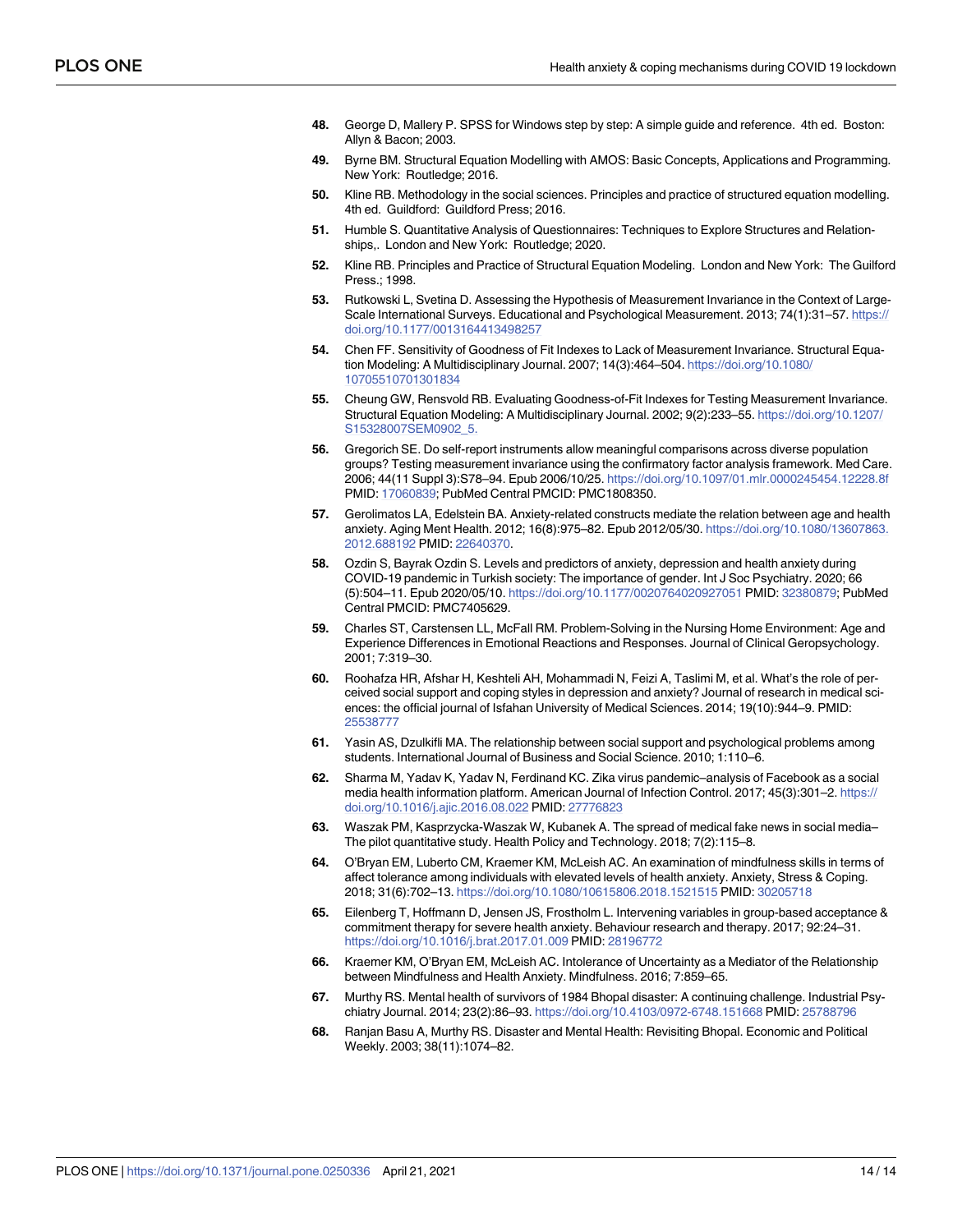48. George D, Mallery P. SPSS for Windows step by step: A simple guide and reference. 4th ed. Boston: Allyn & Bacon; 2003.
49. Byrne BM. Structural Equation Modelling with AMOS: Basic Concepts, Applications and Programming. New York: Routledge; 2016.
50. Kline RB. Methodology in the social sciences. Principles and practice of structured equation modelling. 4th ed. Guildford: Guildford Press; 2016.
51. Humble S. Quantitative Analysis of Questionnaires: Techniques to Explore Structures and Relationships,. London and New York: Routledge; 2020.
52. Kline RB. Principles and Practice of Structural Equation Modeling. London and New York: The Guilford Press.; 1998.
53. Rutkowski L, Svetina D. Assessing the Hypothesis of Measurement Invariance in the Context of Large-Scale International Surveys. Educational and Psychological Measurement. 2013; 74(1):31–57. https://doi.org/10.1177/0013164413498257
54. Chen FF. Sensitivity of Goodness of Fit Indexes to Lack of Measurement Invariance. Structural Equation Modeling: A Multidisciplinary Journal. 2007; 14(3):464–504. https://doi.org/10.1080/10705510701301834
55. Cheung GW, Rensvold RB. Evaluating Goodness-of-Fit Indexes for Testing Measurement Invariance. Structural Equation Modeling: A Multidisciplinary Journal. 2002; 9(2):233–55. https://doi.org/10.1207/S15328007SEM0902_5.
56. Gregorich SE. Do self-report instruments allow meaningful comparisons across diverse population groups? Testing measurement invariance using the confirmatory factor analysis framework. Med Care. 2006; 44(11 Suppl 3):S78–94. Epub 2006/10/25. https://doi.org/10.1097/01.mlr.0000245454.12228.8f PMID: 17060839; PubMed Central PMCID: PMC1808350.
57. Gerolimatos LA, Edelstein BA. Anxiety-related constructs mediate the relation between age and health anxiety. Aging Ment Health. 2012; 16(8):975–82. Epub 2012/05/30. https://doi.org/10.1080/13607863.2012.688192 PMID: 22640370.
58. Ozdin S, Bayrak Ozdin S. Levels and predictors of anxiety, depression and health anxiety during COVID-19 pandemic in Turkish society: The importance of gender. Int J Soc Psychiatry. 2020; 66(5):504–11. Epub 2020/05/10. https://doi.org/10.1177/0020764020927051 PMID: 32380879; PubMed Central PMCID: PMC7405629.
59. Charles ST, Carstensen LL, McFall RM. Problem-Solving in the Nursing Home Environment: Age and Experience Differences in Emotional Reactions and Responses. Journal of Clinical Geropsychology. 2001; 7:319–30.
60. Roohafza HR, Afshar H, Keshteli AH, Mohammadi N, Feizi A, Taslimi M, et al. What's the role of perceived social support and coping styles in depression and anxiety? Journal of research in medical sciences: the official journal of Isfahan University of Medical Sciences. 2014; 19(10):944–9. PMID: 25538777
61. Yasin AS, Dzulkifli MA. The relationship between social support and psychological problems among students. International Journal of Business and Social Science. 2010; 1:110–6.
62. Sharma M, Yadav K, Yadav N, Ferdinand KC. Zika virus pandemic–analysis of Facebook as a social media health information platform. American Journal of Infection Control. 2017; 45(3):301–2. https://doi.org/10.1016/j.ajic.2016.08.022 PMID: 27776823
63. Waszak PM, Kasprzycka-Waszak W, Kubanek A. The spread of medical fake news in social media–The pilot quantitative study. Health Policy and Technology. 2018; 7(2):115–8.
64. O'Bryan EM, Luberto CM, Kraemer KM, McLeish AC. An examination of mindfulness skills in terms of affect tolerance among individuals with elevated levels of health anxiety. Anxiety, Stress & Coping. 2018; 31(6):702–13. https://doi.org/10.1080/10615806.2018.1521515 PMID: 30205718
65. Eilenberg T, Hoffmann D, Jensen JS, Frostholm L. Intervening variables in group-based acceptance & commitment therapy for severe health anxiety. Behaviour research and therapy. 2017; 92:24–31. https://doi.org/10.1016/j.brat.2017.01.009 PMID: 28196772
66. Kraemer KM, O'Bryan EM, McLeish AC. Intolerance of Uncertainty as a Mediator of the Relationship between Mindfulness and Health Anxiety. Mindfulness. 2016; 7:859–65.
67. Murthy RS. Mental health of survivors of 1984 Bhopal disaster: A continuing challenge. Industrial Psychiatry Journal. 2014; 23(2):86–93. https://doi.org/10.4103/0972-6748.151668 PMID: 25788796
68. Ranjan Basu A, Murthy RS. Disaster and Mental Health: Revisiting Bhopal. Economic and Political Weekly. 2003; 38(11):1074–82.